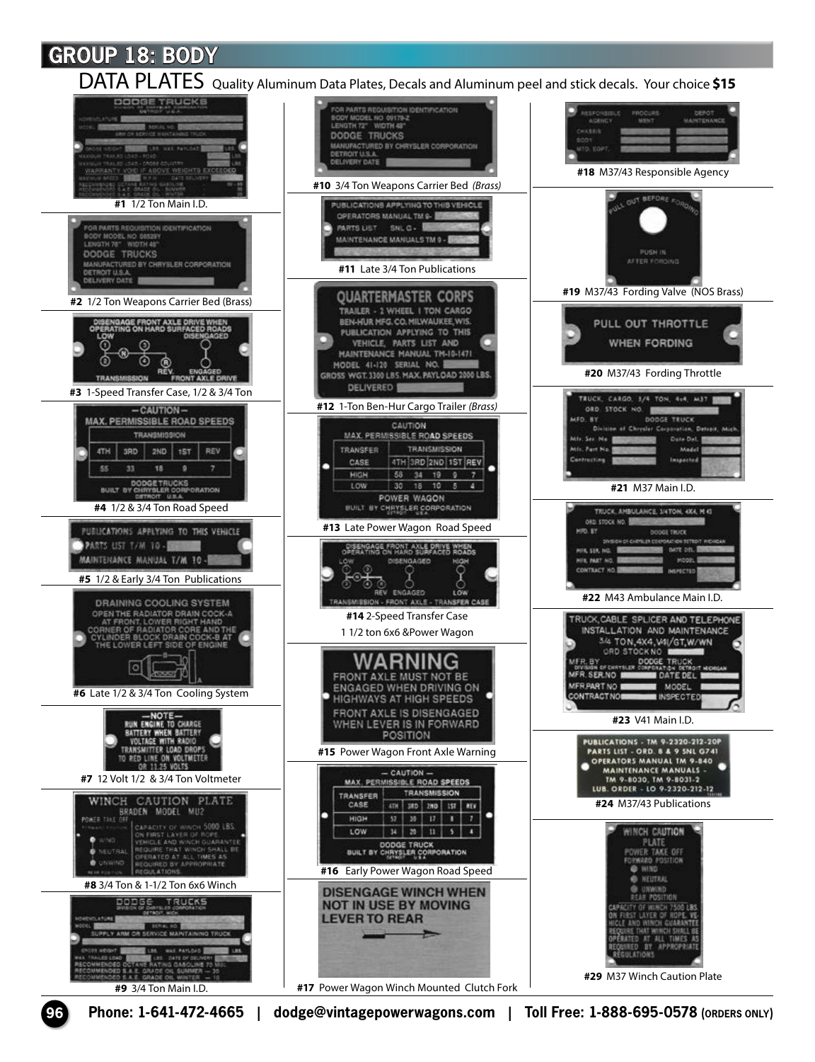# GROUP 18: BODY

## DATA PLATES

Quality Aluminum Data Plates, Decals and Aluminum peel and stick decals. Your choice **$15**

**#1** 1/2 Ton Main I.D.

**#2** 1/2 Ton Weapons Carrier Bed (Brass)

**#3** 1-Speed Transfer Case, 1/2 & 3/4 Ton

**#4** 1/2 & 3/4 Ton Road Speed

**#5** 1/2 & Early 3/4 Ton Publications

**#6** Late 1/2 & 3/4 Ton Cooling System

**#7** 12 Volt 1/2 & 3/4 Ton Voltmeter

**#8** 3/4 Ton & 1-1/2 Ton 6x6 Winch

**#9** 3/4 Ton Main I.D.

**#10** 3/4 Ton Weapons Carrier Bed *(Brass)*

**#11** Late 3/4 Ton Publications

**#12** 1-Ton Ben-Hur Cargo Trailer *(Brass)*

**#13** Late Power Wagon Road Speed

**#14** 2-Speed Transfer Case
1 1/2 ton 6x6 &Power Wagon

**#15** Power Wagon Front Axle Warning

**#16** Early Power Wagon Road Speed

**#17** Power Wagon Winch Mounted Clutch Fork

**#18** M37/43 Responsible Agency

**#19** M37/43 Fording Valve (NOS Brass)

**#20** M37/43 Fording Throttle

**#21** M37 Main I.D.

**#22** M43 Ambulance Main I.D.

**#23** V41 Main I.D.

**#24** M37/43 Publications

**#29** M37 Winch Caution Plate

Phone: 1-641-472-4665 | dodge@vintagepowerwagons.com | Toll Free: 1-888-695-0578 (ORDERS ONLY)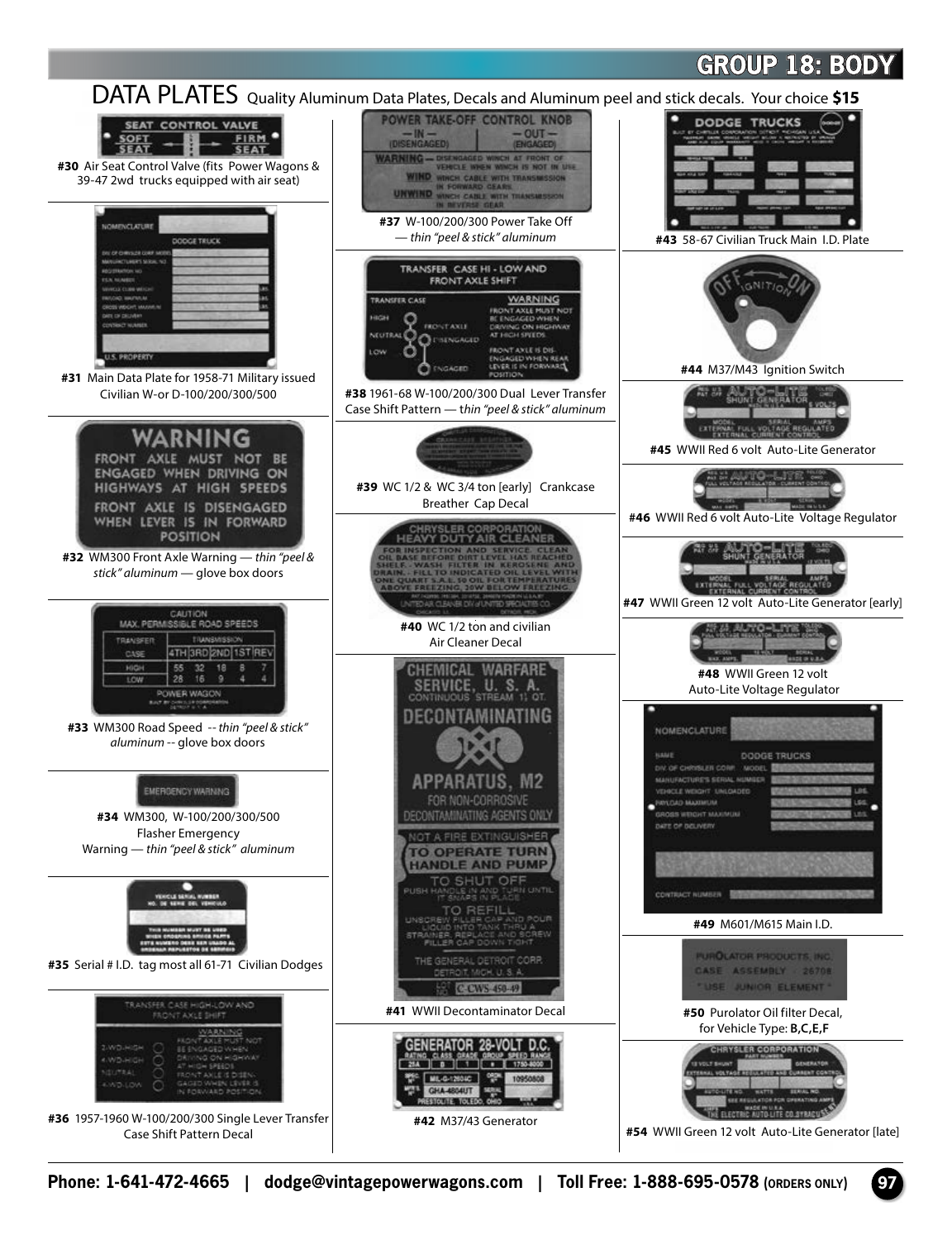## GROUP 18: BODY

# DATA PLATES

Quality Aluminum Data Plates, Decals and Aluminum peel and stick decals. Your choice **$15**

**#30** Air Seat Control Valve (fits Power Wagons & 39-47 2wd trucks equipped with air seat)

**#31** Main Data Plate for 1958-71 Military issued Civilian W-or D-100/200/300/500

**#32** WM300 Front Axle Warning — *thin "peel & stick" aluminum* — glove box doors

**#33** WM300 Road Speed -- *thin "peel & stick" aluminum* -- glove box doors

**#34** WM300, W-100/200/300/500 Flasher Emergency Warning — *thin "peel & stick" aluminum*

**#35** Serial # I.D. tag most all 61-71 Civilian Dodges

**#36** 1957-1960 W-100/200/300 Single Lever Transfer Case Shift Pattern Decal

**#37** W-100/200/300 Power Take Off — *thin "peel & stick" aluminum*

**#38** 1961-68 W-100/200/300 Dual Lever Transfer Case Shift Pattern — *thin "peel & stick" aluminum*

**#39** WC 1/2 & WC 3/4 ton [early] Crankcase Breather Cap Decal

**#40** WC 1/2 ton and civilian Air Cleaner Decal

**#41** WWII Decontaminator Decal

**#42** M37/43 Generator

**#43** 58-67 Civilian Truck Main I.D. Plate

**#44** M37/M43 Ignition Switch

**#45** WWII Red 6 volt Auto-Lite Generator

**#46** WWII Red 6 volt Auto-Lite Voltage Regulator

**#47** WWII Green 12 volt Auto-Lite Generator [early]

**#48** WWII Green 12 volt Auto-Lite Voltage Regulator

**#49** M601/M615 Main I.D.

**#50** Purolator Oil filter Decal, for Vehicle Type: **B,C,E,F**

**#54** WWII Green 12 volt Auto-Lite Generator [late]

**Phone: 1-641-472-4665 | dodge@vintagepowerwagons.com | Toll Free: 1-888-695-0578 (ORDERS ONLY)**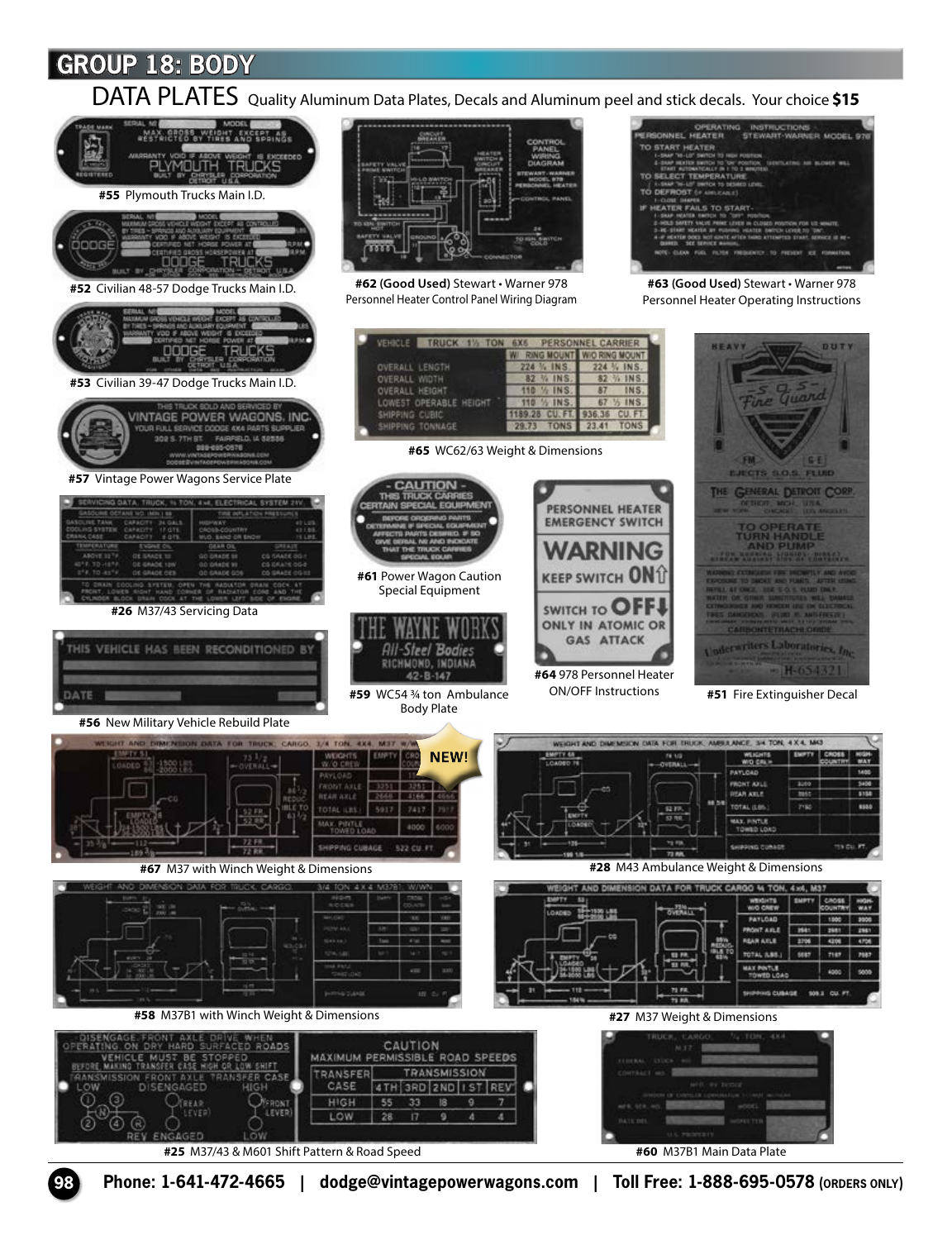# GROUP 18: BODY

## DATA PLATES

Quality Aluminum Data Plates, Decals and Aluminum peel and stick decals. Your choice **$15**

**#55** Plymouth Trucks Main I.D.

**#52** Civilian 48-57 Dodge Trucks Main I.D.

**#53** Civilian 39-47 Dodge Trucks Main I.D.

**#57** Vintage Power Wagons Service Plate

**#26** M37/43 Servicing Data

**#56** New Military Vehicle Rebuild Plate

**#62 (Good Used)** Stewart • Warner 978 Personnel Heater Control Panel Wiring Diagram

**#63 (Good Used)** Stewart • Warner 978 Personnel Heater Operating Instructions

**#65** WC62/63 Weight & Dimensions

**#61** Power Wagon Caution Special Equipment

**#59** WC54 ¾ ton Ambulance Body Plate

**#64** 978 Personnel Heater ON/OFF Instructions

**#51** Fire Extinguisher Decal

NEW!

**#67** M37 with Winch Weight & Dimensions

**#28** M43 Ambulance Weight & Dimensions

**#58** M37B1 with Winch Weight & Dimensions

**#27** M37 Weight & Dimensions

**#25** M37/43 & M601 Shift Pattern & Road Speed

**#60** M37B1 Main Data Plate

Phone: 1-641-472-4665 | dodge@vintagepowerwagons.com | Toll Free: 1-888-695-0578 (ORDERS ONLY)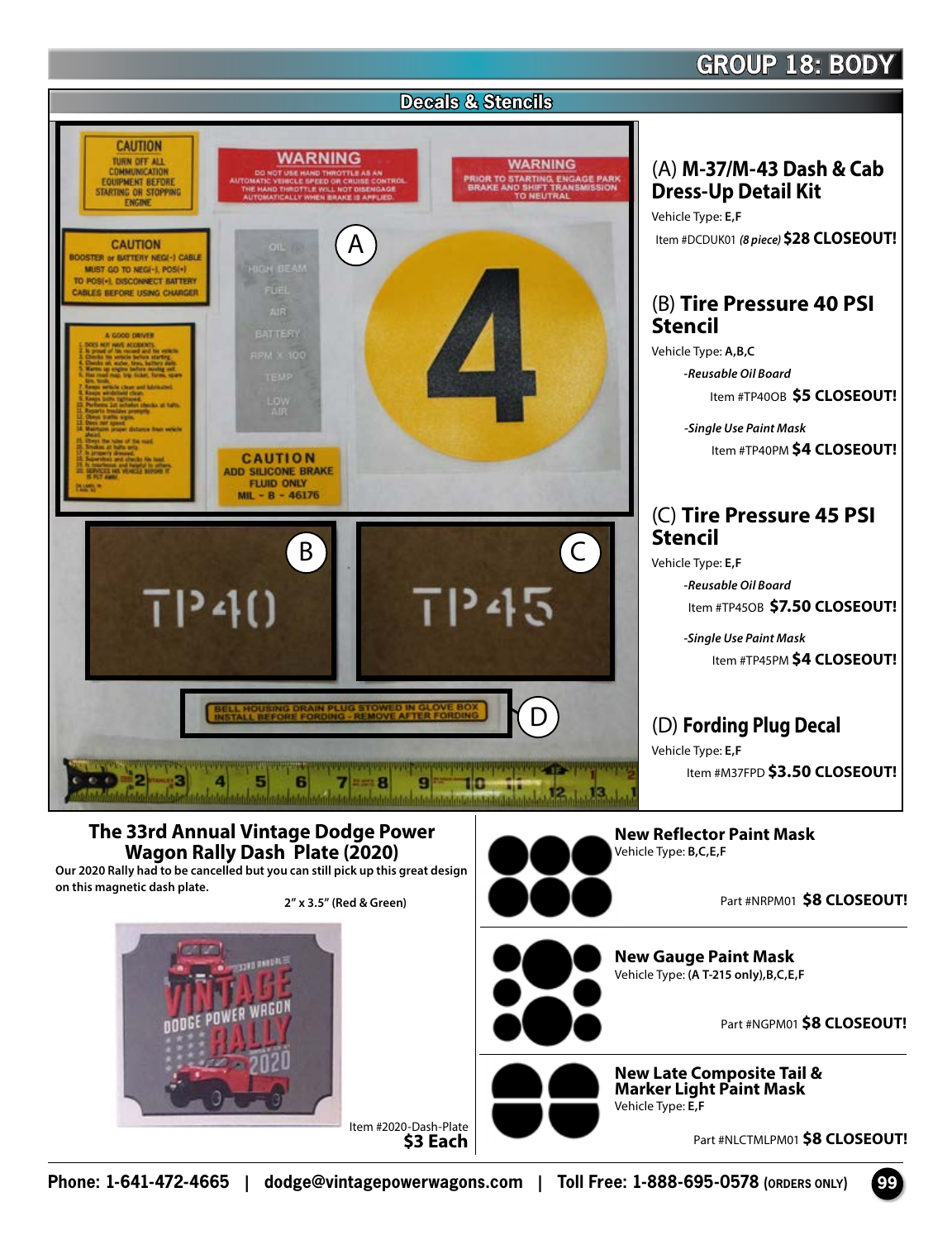## GROUP 18: BODY

### Decals & Stencils

### (A) M-37/M-43 Dash & Cab Dress-Up Detail Kit

Vehicle Type: **E,F**

Item #DCDUK01 *(8 piece)* **$28 CLOSEOUT!**

### (B) Tire Pressure 40 PSI Stencil

Vehicle Type: **A,B,C**

*-Reusable Oil Board*

Item #TP40OB **$5 CLOSEOUT!**

*-Single Use Paint Mask*

Item #TP40PM **$4 CLOSEOUT!**

### (C) Tire Pressure 45 PSI Stencil

Vehicle Type: **E,F**

*-Reusable Oil Board*

Item #TP45OB **$7.50 CLOSEOUT!**

*-Single Use Paint Mask*

Item #TP45PM **$4 CLOSEOUT!**

### (D) Fording Plug Decal

Vehicle Type: **E,F**

Item #M37FPD **$3.50 CLOSEOUT!**

### The 33rd Annual Vintage Dodge Power Wagon Rally Dash Plate (2020)

**Our 2020 Rally had to be cancelled but you can still pick up this great design on this magnetic dash plate.**

**2" x 3.5" (Red & Green)**

Item #2020-Dash-Plate
**$3 Each**

### New Reflector Paint Mask

Vehicle Type: **B,C,E,F**

Part #NRPM01 **$8 CLOSEOUT!**

### New Gauge Paint Mask

Vehicle Type: **(A T-215 only),B,C,E,F**

Part #NGPM01 **$8 CLOSEOUT!**

### New Late Composite Tail & Marker Light Paint Mask

Vehicle Type: **E,F**

Part #NLCTMLPM01 **$8 CLOSEOUT!**

**Phone: 1-641-472-4665 | dodge@vintagepowerwagons.com | Toll Free: 1-888-695-0578 (ORDERS ONLY)**